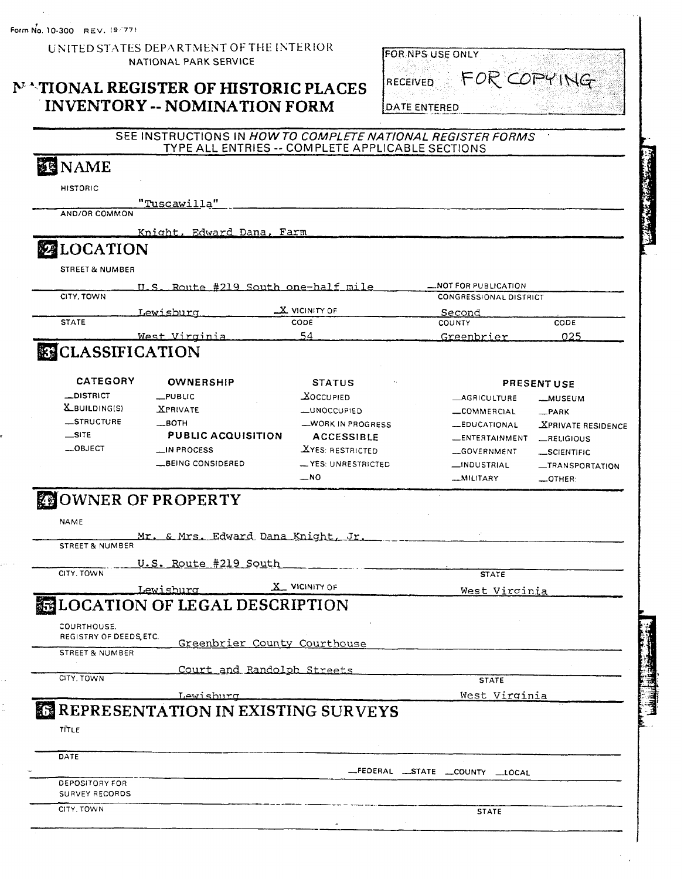Form No. 10-300 REV. (9/77)

UNITED STATES DEPARTMENT OF THE INTERIOR
NATIONAL PARK SERVICE

# NATIONAL REGISTER OF HISTORIC PLACES INVENTORY -- NOMINATION FORM

| FOR NPS USE ONLY |
|---|
| RECEIVED FOR COPYING |
| DATE ENTERED |

SEE INSTRUCTIONS IN *HOW TO COMPLETE NATIONAL REGISTER FORMS*
TYPE ALL ENTRIES -- COMPLETE APPLICABLE SECTIONS

## 1 NAME

HISTORIC
"Tuscawilla"

AND/OR COMMON
Knight, Edward Dana, Farm

## 2 LOCATION

STREET & NUMBER
U.S. Route #219 South one-half mile __NOT FOR PUBLICATION

CITY, TOWN
Lewisburg _X_ VICINITY OF

CONGRESSIONAL DISTRICT
Second

| STATE | CODE | COUNTY | CODE |
|---|---|---|---|
| West Virginia | 54 | Greenbrier | 025 |

## 3 CLASSIFICATION

| CATEGORY | OWNERSHIP | STATUS | PRESENT USE | |
|---|---|---|---|---|
| __DISTRICT | __PUBLIC | X OCCUPIED | __AGRICULTURE | __MUSEUM |
| X BUILDING(S) | X PRIVATE | __UNOCCUPIED | __COMMERCIAL | __PARK |
| __STRUCTURE | __BOTH | __WORK IN PROGRESS | __EDUCATIONAL | X PRIVATE RESIDENCE |
| __SITE | **PUBLIC ACQUISITION** | **ACCESSIBLE** | __ENTERTAINMENT | __RELIGIOUS |
| __OBJECT | __IN PROCESS | X YES: RESTRICTED | __GOVERNMENT | __SCIENTIFIC |
| | __BEING CONSIDERED | __YES: UNRESTRICTED | __INDUSTRIAL | __TRANSPORTATION |
| | | __NO | __MILITARY | __OTHER: |

## 4 OWNER OF PROPERTY

NAME
Mr. & Mrs. Edward Dana Knight, Jr.

STREET & NUMBER
U.S. Route #219 South

CITY, TOWN
Lewisburg _X_ VICINITY OF

STATE
West Virginia

## 5 LOCATION OF LEGAL DESCRIPTION

COURTHOUSE, REGISTRY OF DEEDS, ETC.
Greenbrier County Courthouse

STREET & NUMBER
Court and Randolph Streets

CITY, TOWN
Lewisburg

STATE
West Virginia

## 6 REPRESENTATION IN EXISTING SURVEYS

TITLE

DATE
__FEDERAL __STATE __COUNTY __LOCAL

DEPOSITORY FOR SURVEY RECORDS

CITY, TOWN

STATE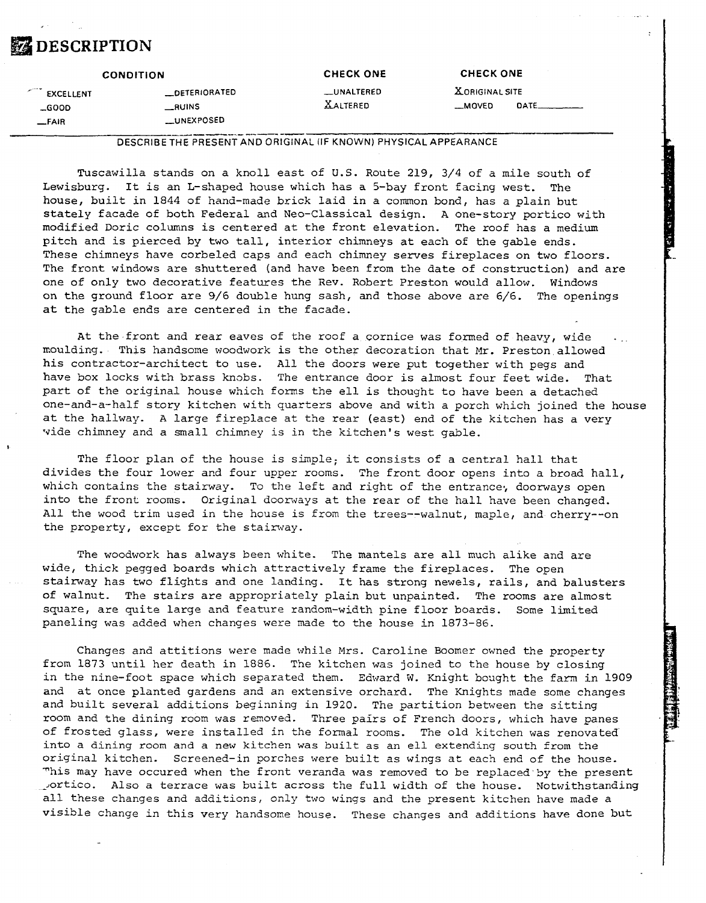# 7 DESCRIPTION

| CONDITION | | CHECK ONE | CHECK ONE |
| --- | --- | --- | --- |
| _EXCELLENT | _DETERIORATED | _UNALTERED | X ORIGINAL SITE |
| _GOOD | _RUINS | X ALTERED | _MOVED DATE_____ |
| _FAIR | _UNEXPOSED | | |

DESCRIBE THE PRESENT AND ORIGINAL (IF KNOWN) PHYSICAL APPEARANCE

Tuscawilla stands on a knoll east of U.S. Route 219, 3/4 of a mile south of Lewisburg. It is an L-shaped house which has a 5-bay front facing west. The house, built in 1844 of hand-made brick laid in a common bond, has a plain but stately facade of both Federal and Neo-Classical design. A one-story portico with modified Doric columns is centered at the front elevation. The roof has a medium pitch and is pierced by two tall, interior chimneys at each of the gable ends. These chimneys have corbeled caps and each chimney serves fireplaces on two floors. The front windows are shuttered (and have been from the date of construction) and are one of only two decorative features the Rev. Robert Preston would allow. Windows on the ground floor are 9/6 double hung sash, and those above are 6/6. The openings at the gable ends are centered in the facade.

At the front and rear eaves of the roof a cornice was formed of heavy, wide moulding. This handsome woodwork is the other decoration that Mr. Preston allowed his contractor-architect to use. All the doors were put together with pegs and have box locks with brass knobs. The entrance door is almost four feet wide. That part of the original house which forms the ell is thought to have been a detached one-and-a-half story kitchen with quarters above and with a porch which joined the house at the hallway. A large fireplace at the rear (east) end of the kitchen has a very wide chimney and a small chimney is in the kitchen's west gable.

The floor plan of the house is simple; it consists of a central hall that divides the four lower and four upper rooms. The front door opens into a broad hall, which contains the stairway. To the left and right of the entrance, doorways open into the front rooms. Original doorways at the rear of the hall have been changed. All the wood trim used in the house is from the trees--walnut, maple, and cherry--on the property, except for the stairway.

The woodwork has always been white. The mantels are all much alike and are wide, thick pegged boards which attractively frame the fireplaces. The open stairway has two flights and one landing. It has strong newels, rails, and balusters of walnut. The stairs are appropriately plain but unpainted. The rooms are almost square, are quite large and feature random-width pine floor boards. Some limited paneling was added when changes were made to the house in 1873-86.

Changes and attitions were made while Mrs. Caroline Boomer owned the property from 1873 until her death in 1886. The kitchen was joined to the house by closing in the nine-foot space which separated them. Edward W. Knight bought the farm in 1909 and at once planted gardens and an extensive orchard. The Knights made some changes and built several additions beginning in 1920. The partition between the sitting room and the dining room was removed. Three pairs of French doors, which have panes of frosted glass, were installed in the formal rooms. The old kitchen was renovated into a dining room and a new kitchen was built as an ell extending south from the original kitchen. Screened-in porches were built as wings at each end of the house. This may have occured when the front veranda was removed to be replaced by the present portico. Also a terrace was built across the full width of the house. Notwithstanding all these changes and additions, only two wings and the present kitchen have made a visible change in this very handsome house. These changes and additions have done but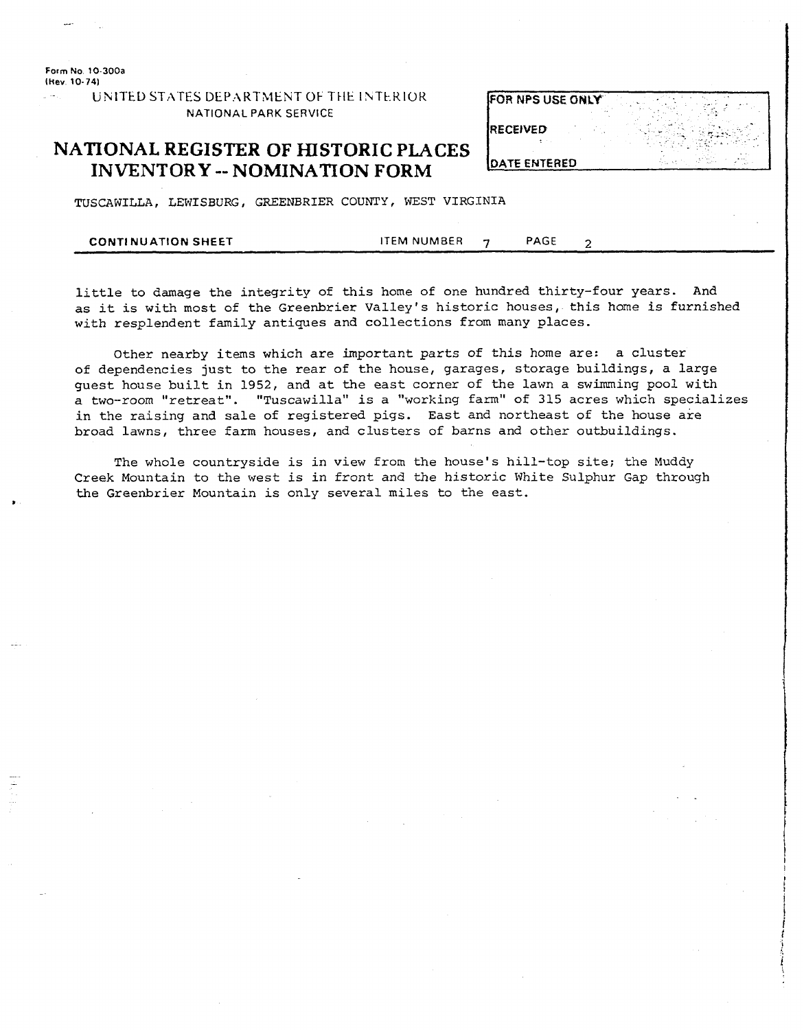Form No. 10-300a
(Rev. 10-74)

UNITED STATES DEPARTMENT OF THE INTERIOR
NATIONAL PARK SERVICE

# NATIONAL REGISTER OF HISTORIC PLACES INVENTORY -- NOMINATION FORM

| FOR NPS USE ONLY |
|---|
| RECEIVED |
| DATE ENTERED |

TUSCAWILLA, LEWISBURG, GREENBRIER COUNTY, WEST VIRGINIA

**CONTINUATION SHEET** ITEM NUMBER 7 PAGE 2

little to damage the integrity of this home of one hundred thirty-four years. And as it is with most of the Greenbrier Valley's historic houses, this home is furnished with resplendent family antiques and collections from many places.

Other nearby items which are important parts of this home are: a cluster of dependencies just to the rear of the house, garages, storage buildings, a large guest house built in 1952, and at the east corner of the lawn a swimming pool with a two-room "retreat". "Tuscawilla" is a "working farm" of 315 acres which specializes in the raising and sale of registered pigs. East and northeast of the house are broad lawns, three farm houses, and clusters of barns and other outbuildings.

The whole countryside is in view from the house's hill-top site; the Muddy Creek Mountain to the west is in front and the historic White Sulphur Gap through the Greenbrier Mountain is only several miles to the east.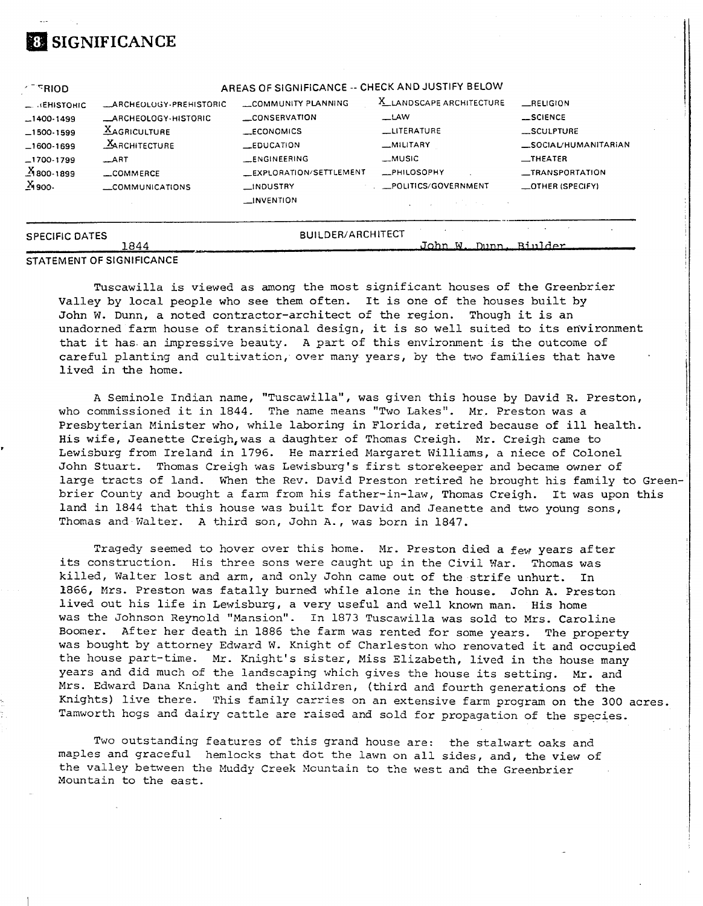# 8 SIGNIFICANCE

| PERIOD | AREAS OF SIGNIFICANCE -- CHECK AND JUSTIFY BELOW | | | |
|---|---|---|---|---|
| _PREHISTORIC | _ARCHEOLOGY-PREHISTORIC | _COMMUNITY PLANNING | X LANDSCAPE ARCHITECTURE | _RELIGION |
| _1400-1499 | _ARCHEOLOGY-HISTORIC | _CONSERVATION | _LAW | _SCIENCE |
| _1500-1599 | X AGRICULTURE | _ECONOMICS | _LITERATURE | _SCULPTURE |
| _1600-1699 | X ARCHITECTURE | _EDUCATION | _MILITARY | _SOCIAL/HUMANITARIAN |
| _1700-1799 | _ART | _ENGINEERING | _MUSIC | _THEATER |
| X 1800-1899 | _COMMERCE | _EXPLORATION/SETTLEMENT | _PHILOSOPHY | _TRANSPORTATION |
| X 1900- | _COMMUNICATIONS | _INDUSTRY | _POLITICS/GOVERNMENT | _OTHER (SPECIFY) |
| | | _INVENTION | | |

SPECIFIC DATES 1844 BUILDER/ARCHITECT John W. Dunn, Biulder

STATEMENT OF SIGNIFICANCE

Tuscawilla is viewed as among the most significant houses of the Greenbrier Valley by local people who see them often. It is one of the houses built by John W. Dunn, a noted contractor-architect of the region. Though it is an unadorned farm house of transitional design, it is so well suited to its environment that it has an impressive beauty. A part of this environment is the outcome of careful planting and cultivation, over many years, by the two families that have lived in the home.

A Seminole Indian name, "Tuscawilla", was given this house by David R. Preston, who commissioned it in 1844. The name means "Two Lakes". Mr. Preston was a Presbyterian Minister who, while laboring in Florida, retired because of ill health. His wife, Jeanette Creigh, was a daughter of Thomas Creigh. Mr. Creigh came to Lewisburg from Ireland in 1796. He married Margaret Williams, a niece of Colonel John Stuart. Thomas Creigh was Lewisburg's first storekeeper and became owner of large tracts of land. When the Rev. David Preston retired he brought his family to Greenbrier County and bought a farm from his father-in-law, Thomas Creigh. It was upon this land in 1844 that this house was built for David and Jeanette and two young sons, Thomas and Walter. A third son, John A., was born in 1847.

Tragedy seemed to hover over this home. Mr. Preston died a few years after its construction. His three sons were caught up in the Civil War. Thomas was killed, Walter lost and arm, and only John came out of the strife unhurt. In 1866, Mrs. Preston was fatally burned while alone in the house. John A. Preston lived out his life in Lewisburg, a very useful and well known man. His home was the Johnson Reynold "Mansion". In 1873 Tuscawilla was sold to Mrs. Caroline Boomer. After her death in 1886 the farm was rented for some years. The property was bought by attorney Edward W. Knight of Charleston who renovated it and occupied the house part-time. Mr. Knight's sister, Miss Elizabeth, lived in the house many years and did much of the landscaping which gives the house its setting. Mr. and Mrs. Edward Dana Knight and their children, (third and fourth generations of the Knights) live there. This family carries on an extensive farm program on the 300 acres. Tamworth hogs and dairy cattle are raised and sold for propagation of the species.

Two outstanding features of this grand house are: the stalwart oaks and maples and graceful hemlocks that dot the lawn on all sides, and, the view of the valley between the Muddy Creek Mountain to the west and the Greenbrier Mountain to the east.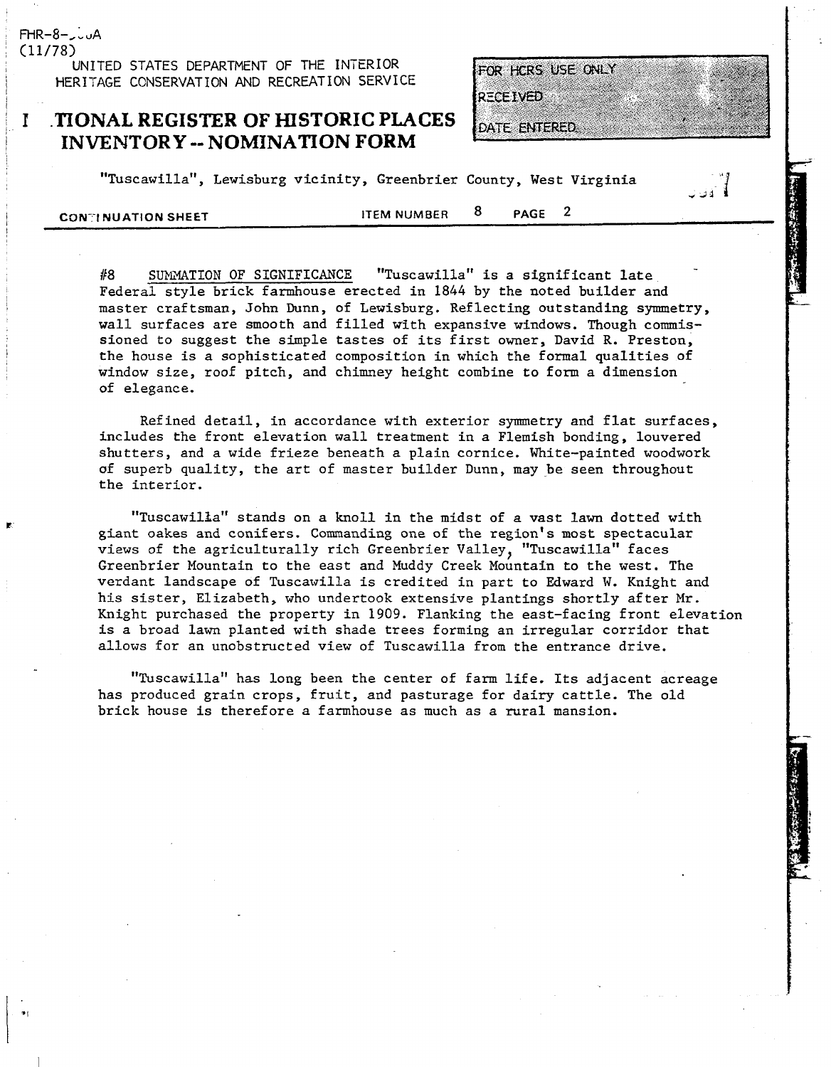FHR-8-300A
(11/78)

UNITED STATES DEPARTMENT OF THE INTERIOR
HERITAGE CONSERVATION AND RECREATION SERVICE

# NATIONAL REGISTER OF HISTORIC PLACES INVENTORY -- NOMINATION FORM

FOR HCRS USE ONLY
RECEIVED
DATE ENTERED

"Tuscawilla", Lewisburg vicinity, Greenbrier County, West Virginia

CONTINUATION SHEET | ITEM NUMBER 8 | PAGE 2

#8 SUMMATION OF SIGNIFICANCE "Tuscawilla" is a significant late Federal style brick farmhouse erected in 1844 by the noted builder and master craftsman, John Dunn, of Lewisburg. Reflecting outstanding symmetry, wall surfaces are smooth and filled with expansive windows. Though commissioned to suggest the simple tastes of its first owner, David R. Preston, the house is a sophisticated composition in which the formal qualities of window size, roof pitch, and chimney height combine to form a dimension of elegance.

Refined detail, in accordance with exterior symmetry and flat surfaces, includes the front elevation wall treatment in a Flemish bonding, louvered shutters, and a wide frieze beneath a plain cornice. White-painted woodwork of superb quality, the art of master builder Dunn, may be seen throughout the interior.

"Tuscawilla" stands on a knoll in the midst of a vast lawn dotted with giant oakes and conifers. Commanding one of the region's most spectacular views of the agriculturally rich Greenbrier Valley, "Tuscawilla" faces Greenbrier Mountain to the east and Muddy Creek Mountain to the west. The verdant landscape of Tuscawilla is credited in part to Edward W. Knight and his sister, Elizabeth, who undertook extensive plantings shortly after Mr. Knight purchased the property in 1909. Flanking the east-facing front elevation is a broad lawn planted with shade trees forming an irregular corridor that allows for an unobstructed view of Tuscawilla from the entrance drive.

"Tuscawilla" has long been the center of farm life. Its adjacent acreage has produced grain crops, fruit, and pasturage for dairy cattle. The old brick house is therefore a farmhouse as much as a rural mansion.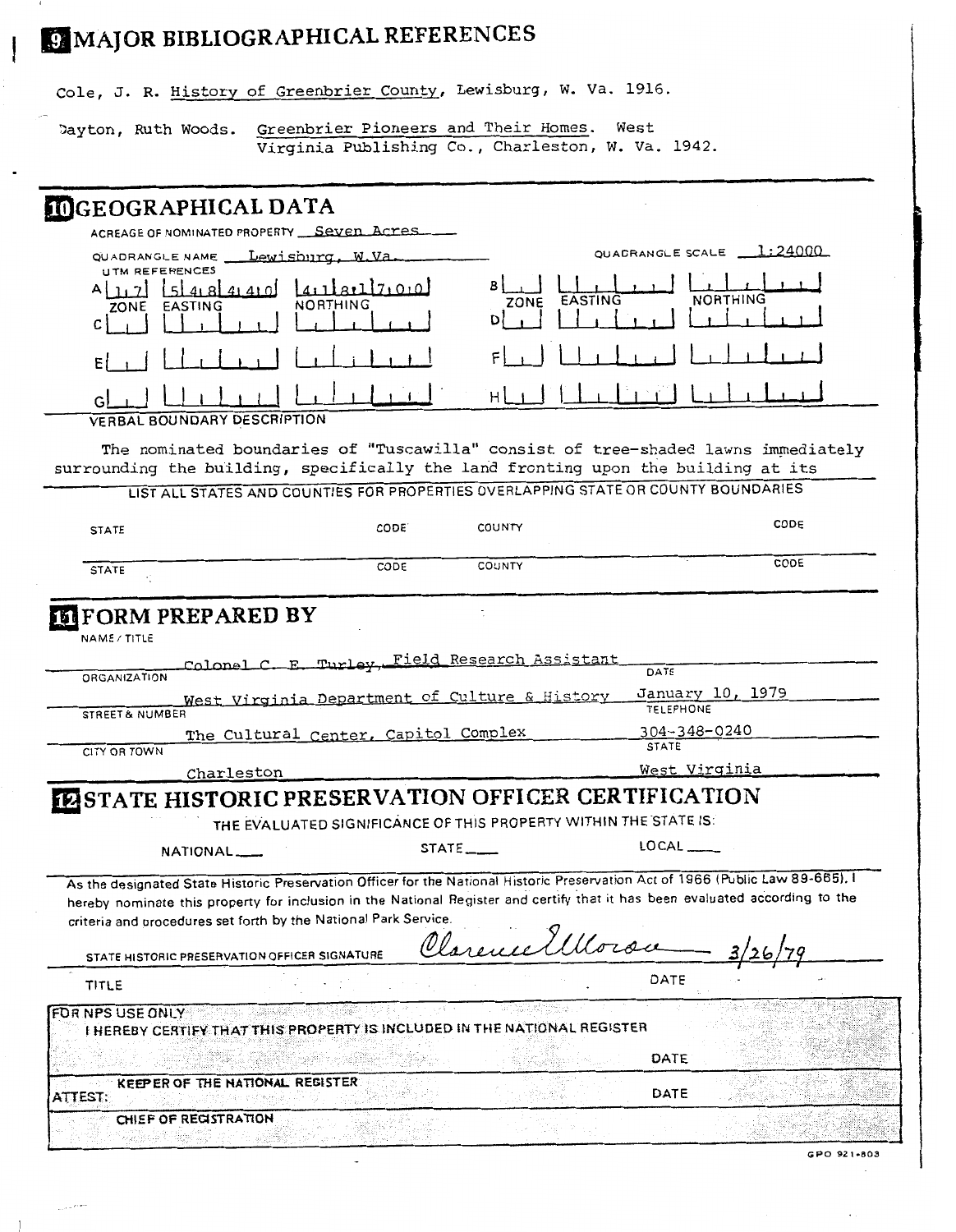## 9 MAJOR BIBLIOGRAPHICAL REFERENCES

Cole, J. R. History of Greenbrier County, Lewisburg, W. Va. 1916.

Dayton, Ruth Woods. Greenbrier Pioneers and Their Homes. West Virginia Publishing Co., Charleston, W. Va. 1942.

## 10 GEOGRAPHICAL DATA

ACREAGE OF NOMINATED PROPERTY Seven Acres

QUADRANGLE NAME Lewisburg, W.Va. QUADRANGLE SCALE 1:24000

UTM REFERENCES

| | ZONE | EASTING | NORTHING |
|---|---|---|---|
| A | 17 | 548440 | 4118170 |
| B | | | |
| C | | | |
| D | | | |
| E | | | |
| F | | | |
| G | | | |
| H | | | |

VERBAL BOUNDARY DESCRIPTION

The nominated boundaries of "Tuscawilla" consist of tree-shaded lawns immediately surrounding the building, specifically the land fronting upon the building at its

LIST ALL STATES AND COUNTIES FOR PROPERTIES OVERLAPPING STATE OR COUNTY BOUNDARIES

| STATE | CODE | COUNTY | CODE |
|---|---|---|---|
| STATE | CODE | COUNTY | CODE |

## 11 FORM PREPARED BY

NAME / TITLE: Colonel C. E. Turley, Field Research Assistant

ORGANIZATION: West Virginia Department of Culture & History — DATE: January 10, 1979

STREET & NUMBER: The Cultural Center, Capitol Complex — TELEPHONE: 304-348-0240

CITY OR TOWN: Charleston — STATE: West Virginia

## 12 STATE HISTORIC PRESERVATION OFFICER CERTIFICATION

THE EVALUATED SIGNIFICANCE OF THIS PROPERTY WITHIN THE STATE IS:

NATIONAL \_\_\_ STATE \_\_\_ LOCAL \_\_\_

As the designated State Historic Preservation Officer for the National Historic Preservation Act of 1966 (Public Law 89-665). I hereby nominate this property for inclusion in the National Register and certify that it has been evaluated according to the criteria and procedures set forth by the National Park Service.

STATE HISTORIC PRESERVATION OFFICER SIGNATURE: Clarence Moran 3/26/79

TITLE DATE

FOR NPS USE ONLY

I HEREBY CERTIFY THAT THIS PROPERTY IS INCLUDED IN THE NATIONAL REGISTER

DATE

KEEPER OF THE NATIONAL REGISTER

ATTEST: DATE

CHIEF OF REGISTRATION

GPO 921-803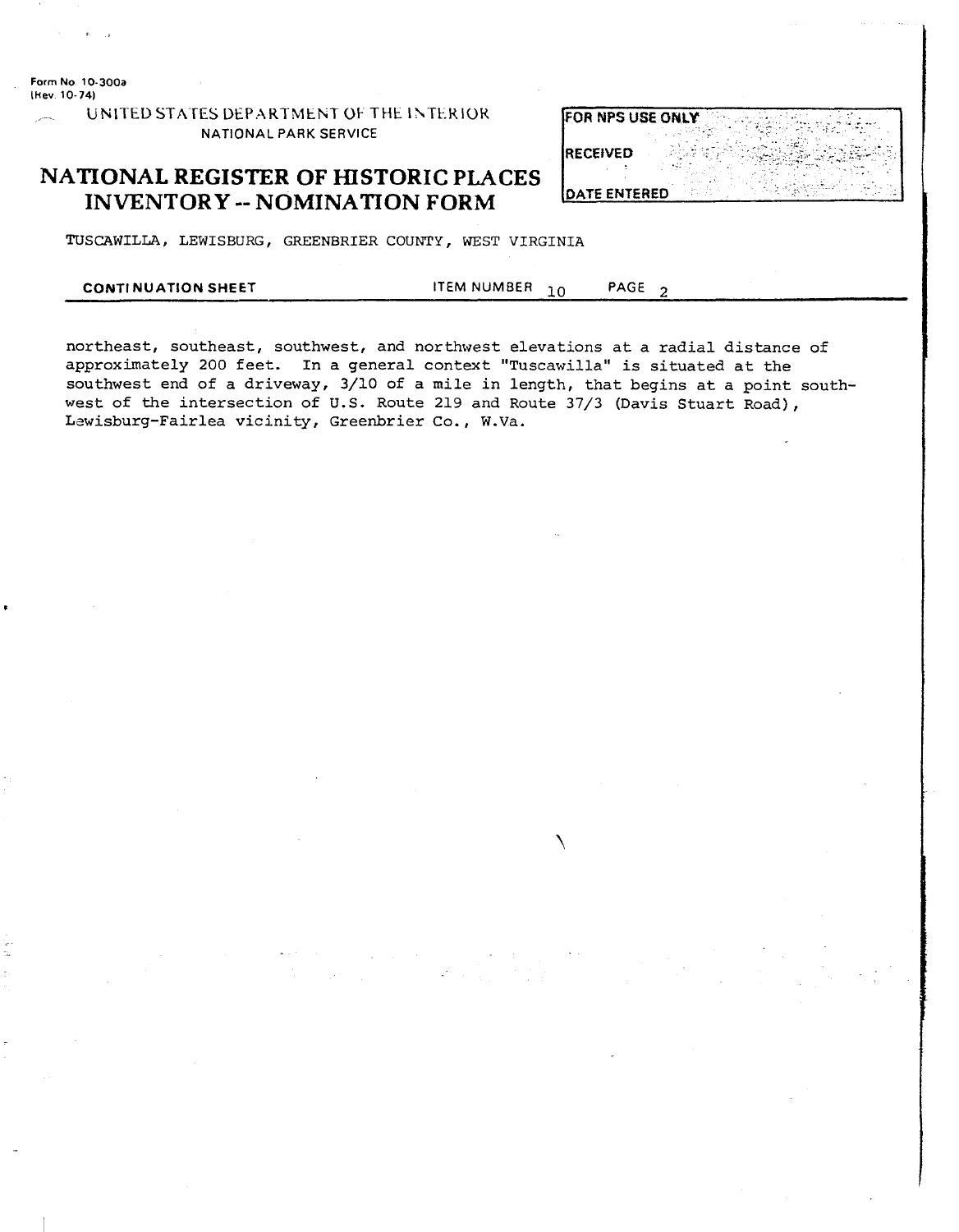Form No. 10-300a
(Rev. 10-74)

UNITED STATES DEPARTMENT OF THE INTERIOR
NATIONAL PARK SERVICE

# NATIONAL REGISTER OF HISTORIC PLACES INVENTORY -- NOMINATION FORM

| FOR NPS USE ONLY |
|---|
| RECEIVED |
| DATE ENTERED |

TUSCAWILLA, LEWISBURG, GREENBRIER COUNTY, WEST VIRGINIA

**CONTINUATION SHEET** ITEM NUMBER 10 PAGE 2

northeast, southeast, southwest, and northwest elevations at a radial distance of approximately 200 feet. In a general context "Tuscawilla" is situated at the southwest end of a driveway, 3/10 of a mile in length, that begins at a point southwest of the intersection of U.S. Route 219 and Route 37/3 (Davis Stuart Road), Lewisburg-Fairlea vicinity, Greenbrier Co., W.Va.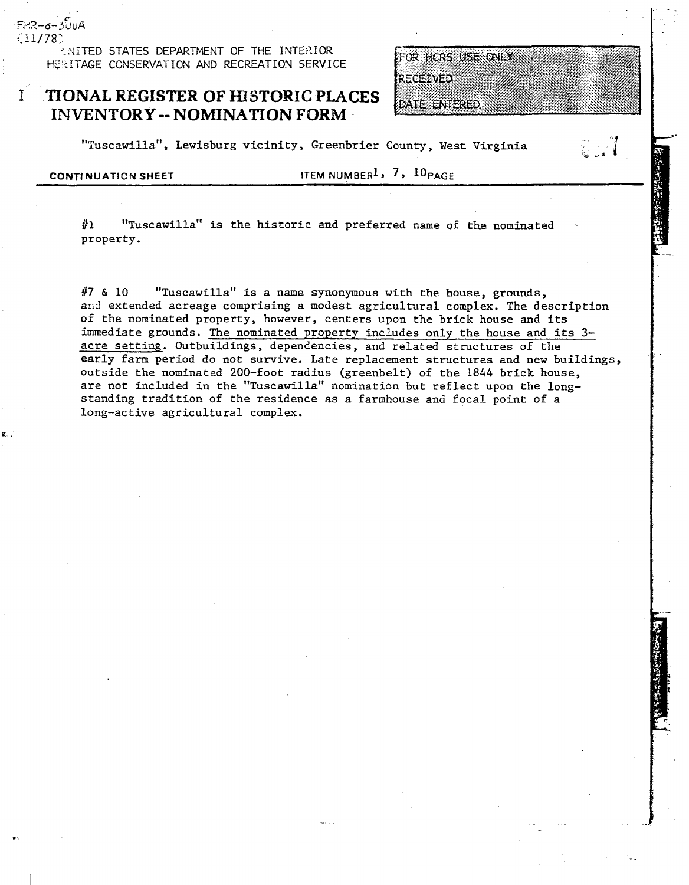FHR-8-300A
(11/78)

UNITED STATES DEPARTMENT OF THE INTERIOR
HERITAGE CONSERVATION AND RECREATION SERVICE

# NATIONAL REGISTER OF HISTORIC PLACES INVENTORY -- NOMINATION FORM

FOR HCRS USE ONLY
RECEIVED
DATE ENTERED

"Tuscawilla", Lewisburg vicinity, Greenbrier County, West Virginia

**CONTINUATION SHEET** ITEM NUMBER 1, 7, 10 PAGE

#1 "Tuscawilla" is the historic and preferred name of the nominated property.

#7 & 10 "Tuscawilla" is a name synonymous with the house, grounds, and extended acreage comprising a modest agricultural complex. The description of the nominated property, however, centers upon the brick house and its immediate grounds. The nominated property includes only the house and its 3-acre setting. Outbuildings, dependencies, and related structures of the early farm period do not survive. Late replacement structures and new buildings, outside the nominated 200-foot radius (greenbelt) of the 1844 brick house, are not included in the "Tuscawilla" nomination but reflect upon the long-standing tradition of the residence as a farmhouse and focal point of a long-active agricultural complex.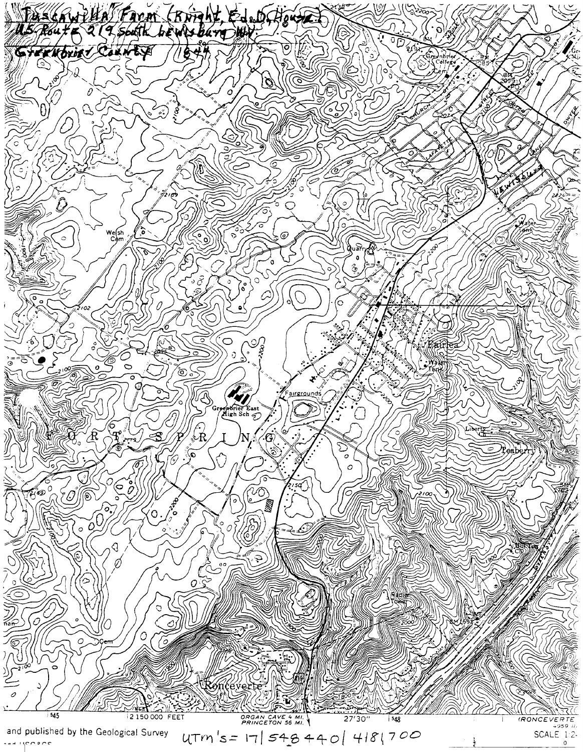Tuscawilla Farm (Knight, Ed D, House)
US Route 219 south Lewisburg WV
Greenbrier County 1844

UTm's = 17 | 548440 | 4181700

545 | 2 150 000 FEET | ORGAN CAVE 4 MI. PRINCETON 56 MI. | 27'30" | 548 | (RONCEVERTE

and published by the Geological Survey

SCALE 1:2